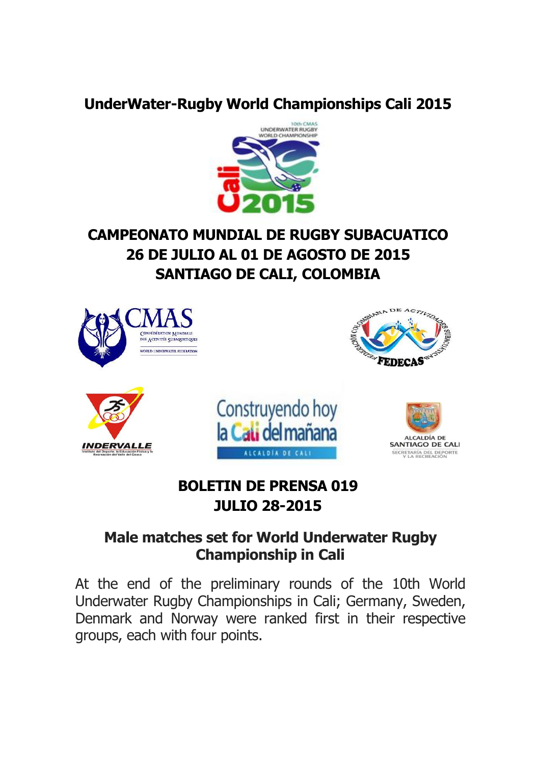# UnderWater-Rugby World Championships Cali 2015

## CAMPEONATO MUNDIAL DE RUGBY SUBACUATICO
## 26 DE JULIO AL 01 DE AGOSTO DE 2015
## SANTIAGO DE CALI, COLOMBIA

## BOLETIN DE PRENSA 019
## JULIO 28-2015

### Male matches set for World Underwater Rugby Championship in Cali

At the end of the preliminary rounds of the 10th World Underwater Rugby Championships in Cali; Germany, Sweden, Denmark and Norway were ranked first in their respective groups, each with four points.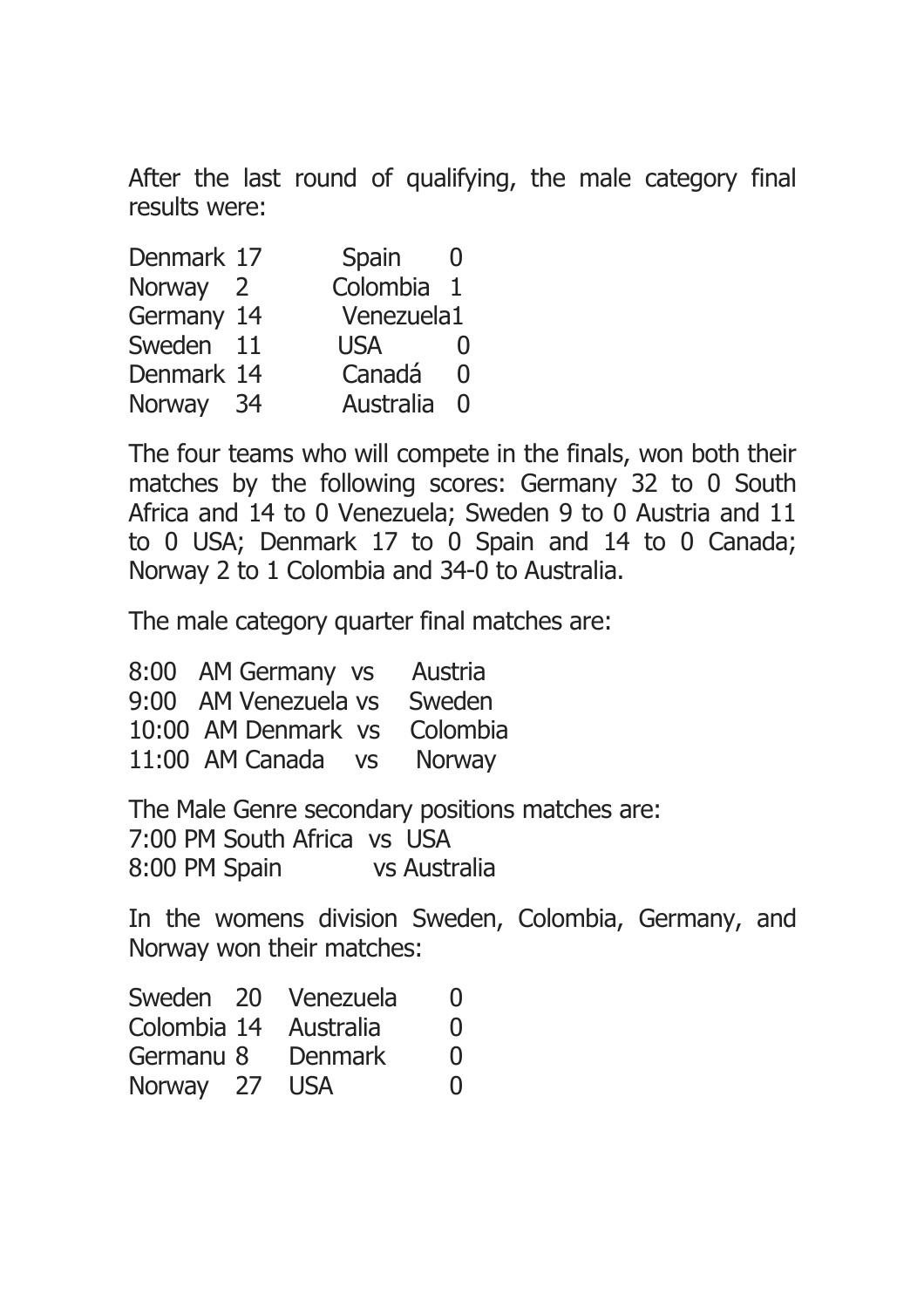After the last round of qualifying, the male category final results were:

| | | | |
|---|---|---|---|
| Denmark | 17 | Spain | 0 |
| Norway | 2 | Colombia | 1 |
| Germany | 14 | Venezuela | 1 |
| Sweden | 11 | USA | 0 |
| Denmark | 14 | Canadá | 0 |
| Norway | 34 | Australia | 0 |

The four teams who will compete in the finals, won both their matches by the following scores: Germany 32 to 0 South Africa and 14 to 0 Venezuela; Sweden 9 to 0 Austria and 11 to 0 USA; Denmark 17 to 0 Spain and 14 to 0 Canada; Norway 2 to 1 Colombia and 34-0 to Australia.

The male category quarter final matches are:

| | | | |
|---|---|---|---|
| 8:00 AM | Germany | vs | Austria |
| 9:00 AM | Venezuela | vs | Sweden |
| 10:00 AM | Denmark | vs | Colombia |
| 11:00 AM | Canada | vs | Norway |

The Male Genre secondary positions matches are:

7:00 PM South Africa vs USA
8:00 PM Spain vs Australia

In the womens division Sweden, Colombia, Germany, and Norway won their matches:

| | | | |
|---|---|---|---|
| Sweden | 20 | Venezuela | 0 |
| Colombia | 14 | Australia | 0 |
| Germanu | 8 | Denmark | 0 |
| Norway | 27 | USA | 0 |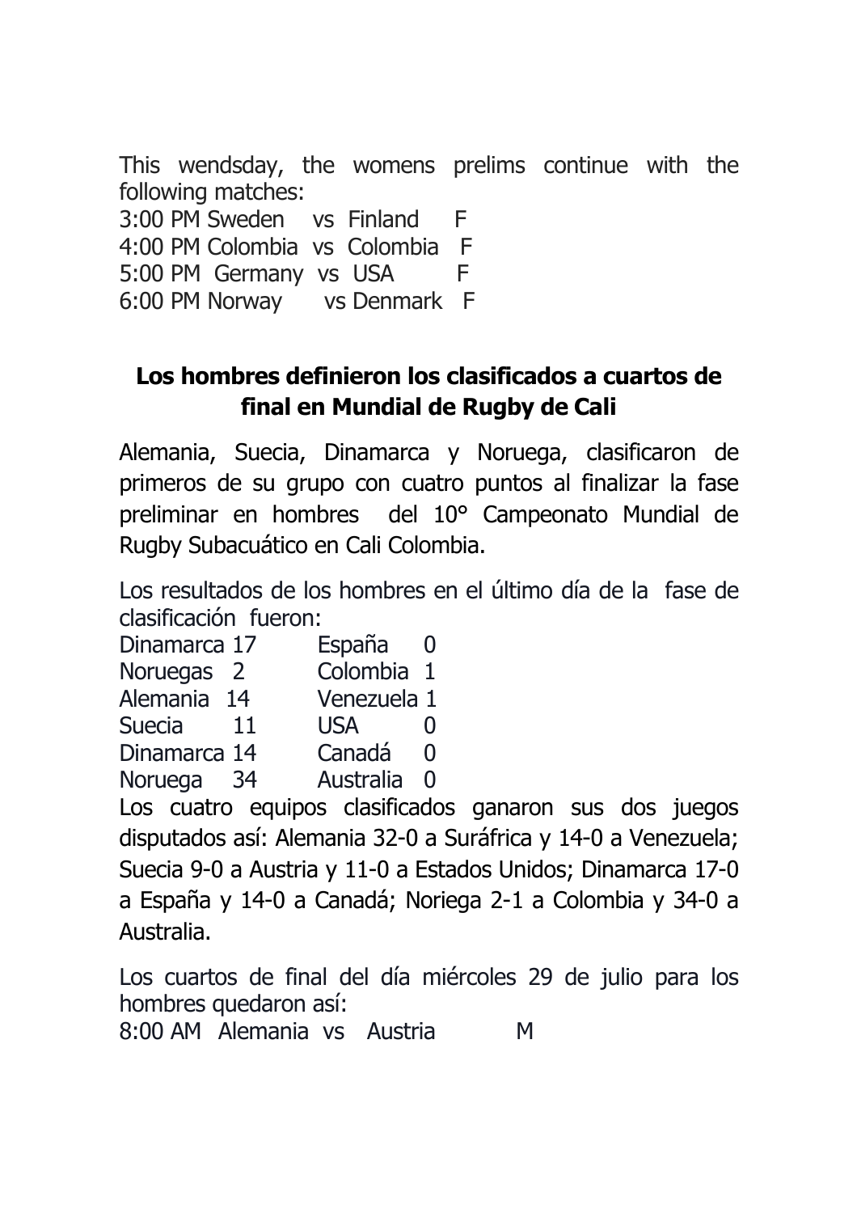This wendsday, the womens prelims continue with the following matches:
3:00 PM Sweden vs Finland F
4:00 PM Colombia vs Colombia F
5:00 PM Germany vs USA F
6:00 PM Norway vs Denmark F

## Los hombres definieron los clasificados a cuartos de final en Mundial de Rugby de Cali

Alemania, Suecia, Dinamarca y Noruega, clasificaron de primeros de su grupo con cuatro puntos al finalizar la fase preliminar en hombres del 10° Campeonato Mundial de Rugby Subacuático en Cali Colombia.

Los resultados de los hombres en el último día de la fase de clasificación fueron:

| | | | |
|---|---|---|---|
| Dinamarca | 17 | España | 0 |
| Noruegas | 2 | Colombia | 1 |
| Alemania | 14 | Venezuela | 1 |
| Suecia | 11 | USA | 0 |
| Dinamarca | 14 | Canadá | 0 |
| Noruega | 34 | Australia | 0 |

Los cuatro equipos clasificados ganaron sus dos juegos disputados así: Alemania 32-0 a Suráfrica y 14-0 a Venezuela; Suecia 9-0 a Austria y 11-0 a Estados Unidos; Dinamarca 17-0 a España y 14-0 a Canadá; Noriega 2-1 a Colombia y 34-0 a Australia.

Los cuartos de final del día miércoles 29 de julio para los hombres quedaron así:
8:00 AM Alemania vs Austria M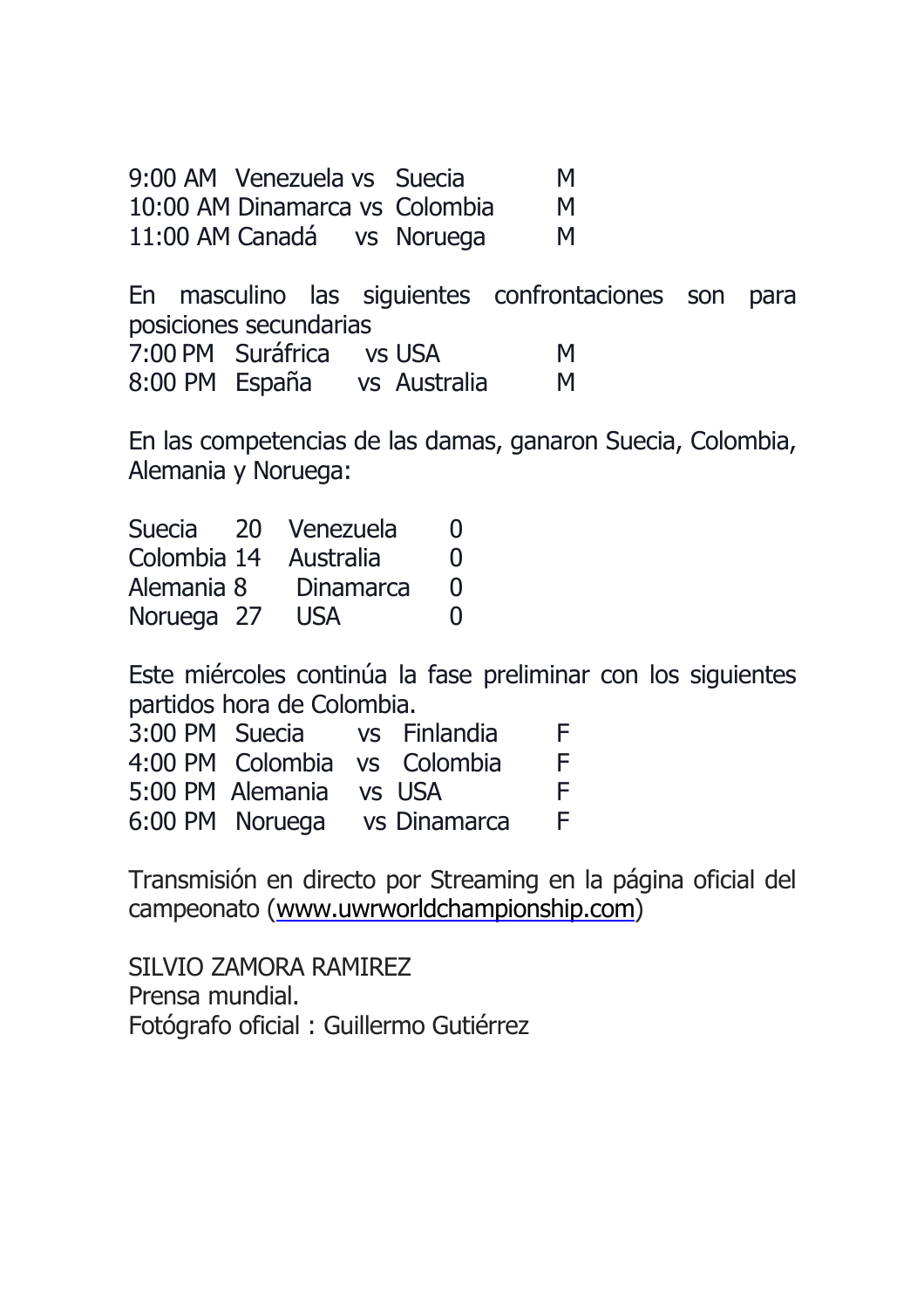| | | | | |
|---|---|---|---|---|
| 9:00 AM | Venezuela | vs | Suecia | M |
| 10:00 AM | Dinamarca | vs | Colombia | M |
| 11:00 AM | Canadá | vs | Noruega | M |

En masculino las siguientes confrontaciones son para posiciones secundarias

| | | | | |
|---|---|---|---|---|
| 7:00 PM | Suráfrica | vs | USA | M |
| 8:00 PM | España | vs | Australia | M |

En las competencias de las damas, ganaron Suecia, Colombia, Alemania y Noruega:

| | | | |
|---|---|---|---|
| Suecia | 20 | Venezuela | 0 |
| Colombia | 14 | Australia | 0 |
| Alemania | 8 | Dinamarca | 0 |
| Noruega | 27 | USA | 0 |

Este miércoles continúa la fase preliminar con los siguientes partidos hora de Colombia.

| | | | | |
|---|---|---|---|---|
| 3:00 PM | Suecia | vs | Finlandia | F |
| 4:00 PM | Colombia | vs | Colombia | F |
| 5:00 PM | Alemania | vs | USA | F |
| 6:00 PM | Noruega | vs | Dinamarca | F |

Transmisión en directo por Streaming en la página oficial del campeonato (www.uwrworldchampionship.com)

SILVIO ZAMORA RAMIREZ
Prensa mundial.
Fotógrafo oficial : Guillermo Gutiérrez